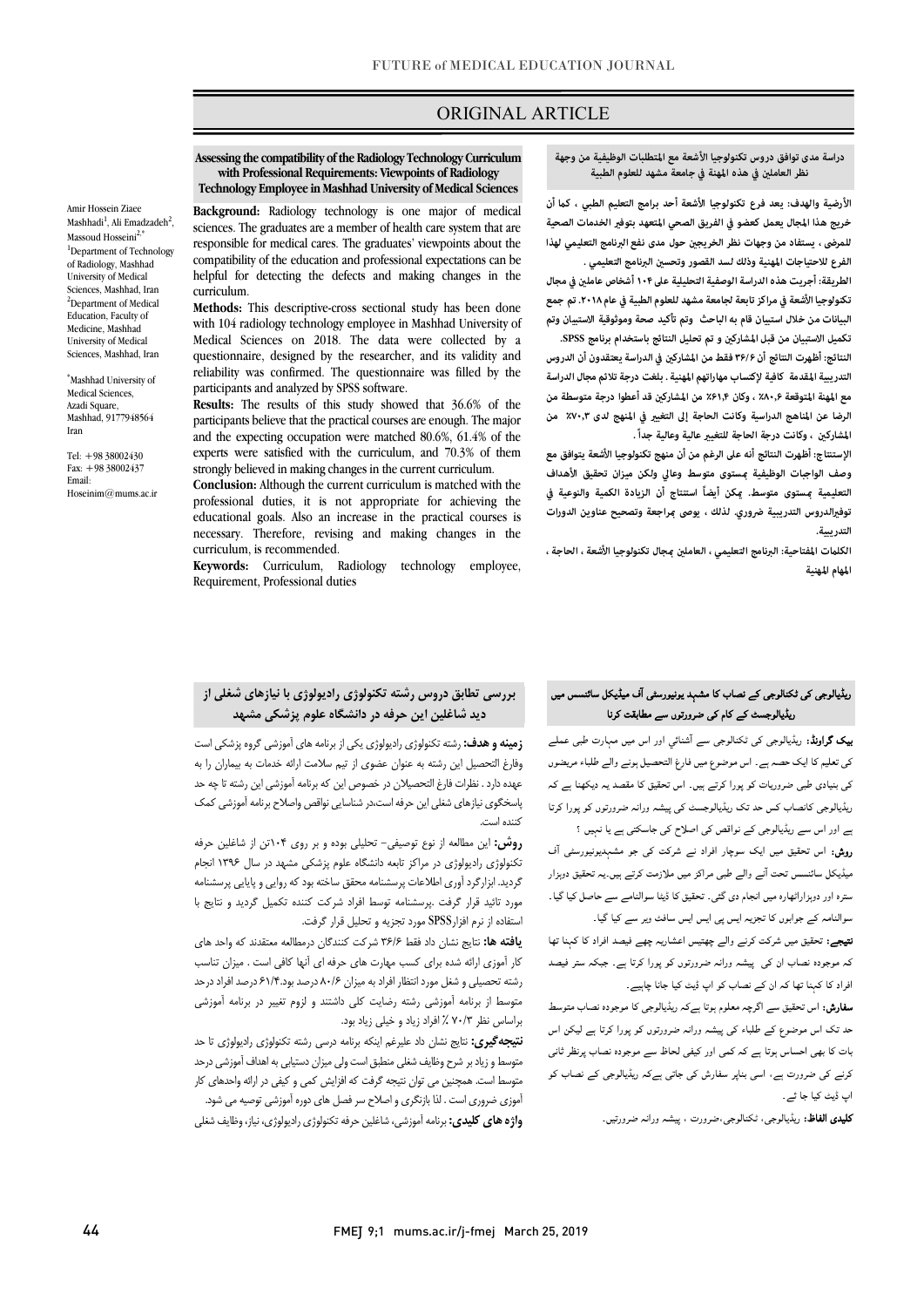ORIGINAL ARTICLE

# Assessing the compatibility of the Radiology Technology Curriculum with Professional Requirements: Viewpoints of Radiology Technology Employee in Mashhad University of Medical Sciences

Amir Hossein Ziaee Mashhadi[1], Ali Emadzadeh[2], Massoud Hosseini[2,*]

[1]Department of Technology of Radiology, Mashhad University of Medical Sciences, Mashhad, Iran

[2]Department of Medical Education, Faculty of Medicine, Mashhad University of Medical Sciences, Mashhad, Iran

*Mashhad University of Medical Sciences, Azadi Square, Mashhad, 9177948564 Iran

Tel: +98 38002430
Fax: +98 38002437
Email: Hoseinim@mums.ac.ir

**Background:** Radiology technology is one major of medical sciences. The graduates are a member of health care system that are responsible for medical cares. The graduates' viewpoints about the compatibility of the education and professional expectations can be helpful for detecting the defects and making changes in the curriculum.

**Methods:** This descriptive-cross sectional study has been done with 104 radiology technology employee in Mashhad University of Medical Sciences on 2018. The data were collected by a questionnaire, designed by the researcher, and its validity and reliability was confirmed. The questionnaire was filled by the participants and analyzed by SPSS software.

**Results:** The results of this study showed that 36.6% of the participants believe that the practical courses are enough. The major and the expecting occupation were matched 80.6%, 61.4% of the experts were satisfied with the curriculum, and 70.3% of them strongly believed in making changes in the current curriculum.

**Conclusion:** Although the current curriculum is matched with the professional duties, it is not appropriate for achieving the educational goals. Also an increase in the practical courses is necessary. Therefore, revising and making changes in the curriculum, is recommended.

**Keywords:** Curriculum, Radiology technology employee, Requirement, Professional duties

## دراسة مدى توافق دروس تكنولوجيا الأشعة مع المتطلبات الوظيفية من وجهة نظر العاملين في هذه المهنة في جامعة مشهد للعلوم الطبية

**الأرضية والهدف:** يعد فرع تكنولوجيا الأشعة أحد برامج التعليم الطبي ، كما أن خريج هذا المجال يعمل كعضو في الفريق الصحي المتعهد بتوفير الخدمات الصحية للمرضى ، يستفاد من وجهات نظر الخريجين حول مدى نفع البرنامج التعليمي لهذا الفرع للاحتياجات المهنية وذلك لسد القصور وتحسين البرنامج التعليمي .

**الطريقة:** أجريت هذه الدراسة الوصفية التحليلية على ۱۰۴ أشخاص عاملين في مجال تكنولوجيا الأشعة في مراكز تابعة لجامعة مشهد للعلوم الطبية في عام ۲۰۱۸. تم جمع البيانات من خلال استبيان قام به الباحث وتم تأكيد صحة وموثوقية الاستبيان وتم تكميل الاستبيان من قبل المشاركين و تم تحليل النتائج باستخدام برنامج SPSS.

**النتائج:** أظهرت النتائج أن ۳۶/۶ فقط من المشاركين في الدراسة يعتقدون أن الدروس التدريبية المقدمة كافية لإكتساب مهاراتهم المهنية . بلغت درجة تلائم مجال الدراسة مع المهنة المتوقعة ۸۰،۶٪ ، وكان ۶۱،۴٪ من المشاركين قد أعطوا درجة متوسطة من الرضا عن المناهج الدراسية وكانت الحاجة إلى التغيير في المنهج لدى ۷۰،۳٪ من المشاركين ، وكانت درجة الحاجة للتغيير عالية وعالية جداً .

**الإستنتاج:** أظهرت النتائج أنه على الرغم من أن منهج تكنولوجيا الأشعة يتوافق مع وصف الواجبات الوظيفية بمستوى متوسط وعالي ولكن ميزان تحقيق الأهداف التعليمية بمستوى متوسط. يمكن أيضاً استنتاج أن الزيادة الكمية والنوعية في توفيرالدروس التدريبية ضروري. لذلك ، يوصى بمراجعة وتصحيح عناوين الدورات التدريبية.

**الكلمات المفتاحية:** البرنامج التعليمي ، العاملين بمجال تكنولوجيا الأشعة ، الحاجة ، المهام المهنية

## بررسی تطابق دروس رشته تکنولوژی رادیولوژی با نیازهای شغلی از دید شاغلین این حرفه در دانشگاه علوم پزشکی مشهد

**زمینه و هدف:** رشته تکنولوژی رادیولوژی یکی از برنامه های آموزشی گروه پزشکی است وفارغ التحصیل این رشته به عنوان عضوی از تیم سلامت ارائه خدمات به بیماران را به عهده دارد . نظرات فارغ التحصیلان در خصوص این که برنامه آموزشی این رشته تا چه حد پاسخگوی نیازهای شغلی این حرفه است،در شناسایی نواقص واصلاح برنامه آموزشی کمک کننده است.

**روش:** این مطالعه از نوع توصیفی- تحلیلی بوده و بر روی ۱۰۴تن از شاغلین حرفه تکنولوژی رادیولوژی در مراکز تابعه دانشگاه علوم پزشکی مشهد در سال ۱۳۹۶ انجام گردید. ابزارگرد آوری اطلاعات پرسشنامه محقق ساخته بود که روایی و پایایی پرسشنامه مورد تائید قرار گرفت .پرسشنامه توسط افراد شرکت کننده تکمیل گردید و نتایج با استفاده از نرم افزارSPSS مورد تجزیه و تحلیل قرار گرفت.

**یافته ها:** نتایج نشان داد فقط ۳۶/۶ شرکت کنندگان درمطالعه معتقدند که واحد های کار آموزی ارائه شده برای کسب مهارت های حرفه ای آنها کافی است . میزان تناسب رشته تحصیلی و شغل مورد انتظار افراد به میزان ۸۰/۶ درصد بود.۶۱/۴ درصد افراد درحد متوسط از برنامه آموزشی رشته رضایت کلی داشتند و لزوم تغییر در برنامه آموزشی براساس نظر ۷۰/۳ ٪ افراد زیاد و خیلی زیاد بود.

**نتیجه‌گیری:** نتایج نشان داد علیرغم اینکه برنامه درسی رشته تکنولوژی رادیولوژی تا حد متوسط و زیاد بر شرح وظایف شغلی منطبق است ولی میزان دستیابی به اهداف آموزشی درحد متوسط است. همچنین می توان نتیجه گرفت که افزایش کمی و کیفی در ارائه واحدهای کار آموزی ضروری است . لذا بازنگری و اصلاح سر فصل های دوره آموزشی توصیه می شود.

**واژه های کلیدی:** برنامه آموزشی، شاغلین حرفه تکنولوژی رادیولوژی، نیاز، وظایف شغلی

## ریڈیالوجی کی ٹکنالوجی کے نصاب کا مشہد یونیورسٹی آف میڈیکل سائنسس میں ریڈیالوجسٹ کے کام کی ضرورتوں سے مطابقت کرنا

**بیک گراونڈ:** ریڈیالوجی کی ٹکنالوجی سے آشنائي اور اس میں مہارت طبی عملے کی تعلیم کا ایک حصہ ہے۔ اس موضوع میں فارغ التحصیل ہونے والے طلباء مریضوں کی بنیادی طبی ضروریات کو پورا کرتے ہیں۔ اس تحقیق کا مقصد یہ دیکھنا ہے کہ ریڈیالوجی کانصاب کس حد تک ریڈیالوجسٹ کی پیشہ ورانہ ضرورتوں کو پورا کرتا ہے اور اس سے ریڈیالوجی کے نواقص کی اصلاح کی جاسکتی ہے یا نہیں ؟

**روش:** اس تحقیق میں ایک سوچار افراد نے شرکت کی جو مشہدیونیورسٹی آف میڈیکل سائنسس تحت آنے والے طبی مراکز میں ملازمت کرتے ہیں۔یہ تحقیق دوہزار سترہ اور دوہزاراٹھارہ میں انجام دی گئی۔ تحقیق کا ڈیٹا سوالنامے سے حاصل کیا گیا۔ سوالنامہ کے جوابوں کا تجزیہ ایس پی ایس ایس سافٹ ویر سے کیا گیا۔

**نتیجے:** تحقیق میں شرکت کرنے والے چھتیس اعشاریہ چھے فیصد افراد کا کہنا تھا کہ موجودہ نصاب ان کی پیشہ ورانہ ضرورتوں کو پورا کرتا ہے۔ جبکہ ستر فیصد افراد کا کہنا تھا کہ ان کے نصاب کو اپ ڈیٹ کیا جانا چاہیے۔

**سفارش:** اس تحقیق سے اگرچہ معلوم ہوتا ہےکہ ریڈیالوجی کا موجودہ نصاب متوسط حد تک اس موضوع کے طلباء کی پیشہ ورانہ ضرورتوں کو پورا کرتا ہے لیکن اس بات کا بھی احساس ہوتا ہے کہ کمی اور کیفی لحاظ سے موجودہ نصاب پرنظر ثانی کرنے کی ضرورت ہے۔ اسی بناپر سفارش کی جاتی ہےکہ ریڈیالوجی کے نصاب کو اپ ڈیٹ کیا جا ئے ۔

**کلیدی الفاظ:** ریڈیالوجی، ٹکنالوجی،ضرورت ، پیشہ ورانہ ضرورتیں۔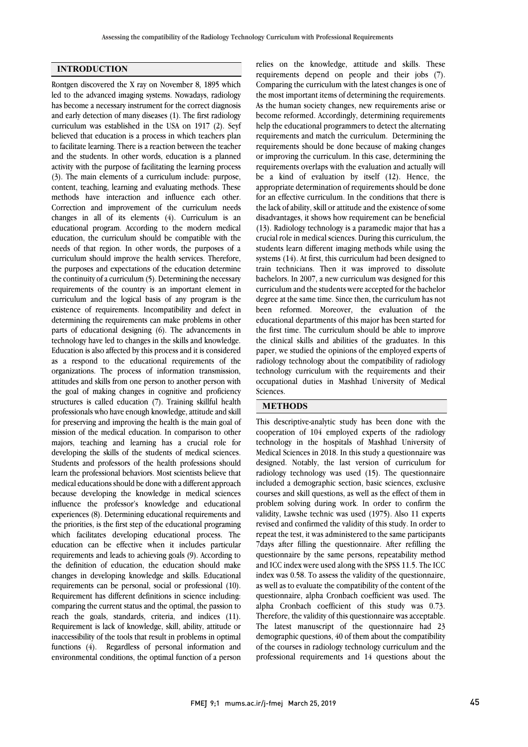## INTRODUCTION

Rontgen discovered the X ray on November 8, 1895 which led to the advanced imaging systems. Nowadays, radiology has become a necessary instrument for the correct diagnosis and early detection of many diseases (1). The first radiology curriculum was established in the USA on 1917 (2). Seyf believed that education is a process in which teachers plan to facilitate learning. There is a reaction between the teacher and the students. In other words, education is a planned activity with the purpose of facilitating the learning process (3). The main elements of a curriculum include: purpose, content, teaching, learning and evaluating methods. These methods have interaction and influence each other. Correction and improvement of the curriculum needs changes in all of its elements (4). Curriculum is an educational program. According to the modern medical education, the curriculum should be compatible with the needs of that region. In other words, the purposes of a curriculum should improve the health services. Therefore, the purposes and expectations of the education determine the continuity of a curriculum (5). Determining the necessary requirements of the country is an important element in curriculum and the logical basis of any program is the existence of requirements. Incompatibility and defect in determining the requirements can make problems in other parts of educational designing (6). The advancements in technology have led to changes in the skills and knowledge. Education is also affected by this process and it is considered as a respond to the educational requirements of the organizations. The process of information transmission, attitudes and skills from one person to another person with the goal of making changes in cognitive and proficiency structures is called education (7). Training skillful health professionals who have enough knowledge, attitude and skill for preserving and improving the health is the main goal of mission of the medical education. In comparison to other majors, teaching and learning has a crucial role for developing the skills of the students of medical sciences. Students and professors of the health professions should learn the professional behaviors. Most scientists believe that medical educations should be done with a different approach because developing the knowledge in medical sciences influence the professor's knowledge and educational experiences (8). Determining educational requirements and the priorities, is the first step of the educational programing which facilitates developing educational process. The education can be effective when it includes particular requirements and leads to achieving goals (9). According to the definition of education, the education should make changes in developing knowledge and skills. Educational requirements can be personal, social or professional (10). Requirement has different definitions in science including: comparing the current status and the optimal, the passion to reach the goals, standards, criteria, and indices (11). Requirement is lack of knowledge, skill, ability, attitude or inaccessibility of the tools that result in problems in optimal functions (4). Regardless of personal information and environmental conditions, the optimal function of a person relies on the knowledge, attitude and skills. These requirements depend on people and their jobs (7). Comparing the curriculum with the latest changes is one of the most important items of determining the requirements. As the human society changes, new requirements arise or become reformed. Accordingly, determining requirements help the educational programmers to detect the alternating requirements and match the curriculum. Determining the requirements should be done because of making changes or improving the curriculum. In this case, determining the requirements overlaps with the evaluation and actually will be a kind of evaluation by itself (12). Hence, the appropriate determination of requirements should be done for an effective curriculum. In the conditions that there is the lack of ability, skill or attitude and the existence of some disadvantages, it shows how requirement can be beneficial (13). Radiology technology is a paramedic major that has a crucial role in medical sciences. During this curriculum, the students learn different imaging methods while using the systems (14). At first, this curriculum had been designed to train technicians. Then it was improved to dissolute bachelors. In 2007, a new curriculum was designed for this curriculum and the students were accepted for the bachelor degree at the same time. Since then, the curriculum has not been reformed. Moreover, the evaluation of the educational departments of this major has been started for the first time. The curriculum should be able to improve the clinical skills and abilities of the graduates. In this paper, we studied the opinions of the employed experts of radiology technology about the compatibility of radiology technology curriculum with the requirements and their occupational duties in Mashhad University of Medical Sciences.

## METHODS

This descriptive-analytic study has been done with the cooperation of 104 employed experts of the radiology technology in the hospitals of Mashhad University of Medical Sciences in 2018. In this study a questionnaire was designed. Notably, the last version of curriculum for radiology technology was used (15). The questionnaire included a demographic section, basic sciences, exclusive courses and skill questions, as well as the effect of them in problem solving during work. In order to confirm the validity, Lawshe technic was used (1975). Also 11 experts revised and confirmed the validity of this study. In order to repeat the test, it was administered to the same participants 7days after filling the questionnaire. After refilling the questionnaire by the same persons, repeatability method and ICC index were used along with the SPSS 11.5. The ICC index was 0.58. To assess the validity of the questionnaire, as well as to evaluate the compatibility of the content of the questionnaire, alpha Cronbach coefficient was used. The alpha Cronbach coefficient of this study was 0.73. Therefore, the validity of this questionnaire was acceptable. The latest manuscript of the questionnaire had 23 demographic questions, 40 of them about the compatibility of the courses in radiology technology curriculum and the professional requirements and 14 questions about the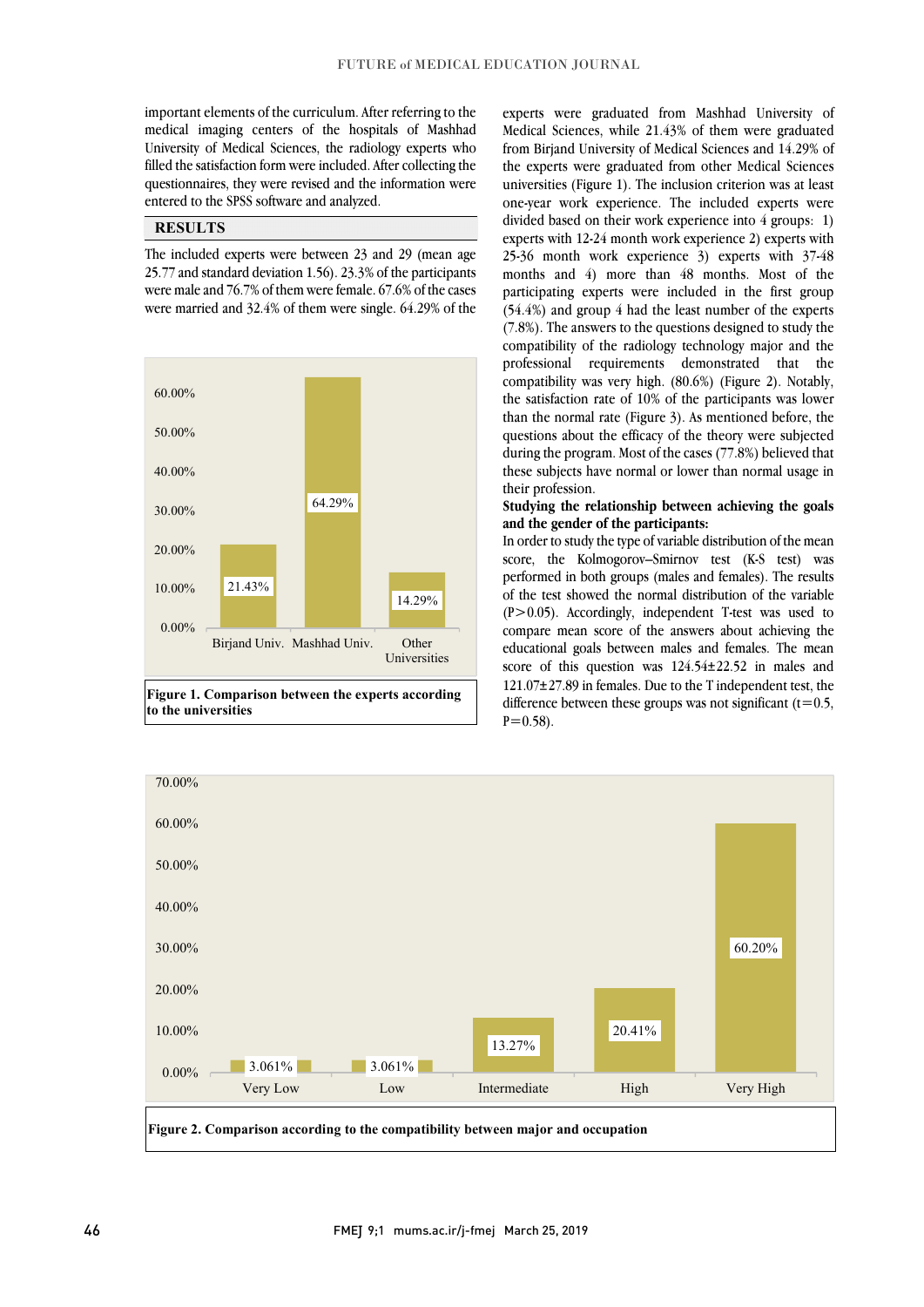important elements of the curriculum. After referring to the medical imaging centers of the hospitals of Mashhad University of Medical Sciences, the radiology experts who filled the satisfaction form were included. After collecting the questionnaires, they were revised and the information were entered to the SPSS software and analyzed.

## RESULTS

The included experts were between 23 and 29 (mean age 25.77 and standard deviation 1.56). 23.3% of the participants were male and 76.7% of them were female. 67.6% of the cases were married and 32.4% of them were single. 64.29% of the experts were graduated from Mashhad University of Medical Sciences, while 21.43% of them were graduated from Birjand University of Medical Sciences and 14.29% of the experts were graduated from other Medical Sciences universities (Figure 1). The inclusion criterion was at least one-year work experience. The included experts were divided based on their work experience into 4 groups: 1) experts with 12-24 month work experience 2) experts with 25-36 month work experience 3) experts with 37-48 months and 4) more than 48 months. Most of the participating experts were included in the first group (54.4%) and group 4 had the least number of the experts (7.8%). The answers to the questions designed to study the compatibility of the radiology technology major and the professional requirements demonstrated that the compatibility was very high. (80.6%) (Figure 2). Notably, the satisfaction rate of 10% of the participants was lower than the normal rate (Figure 3). As mentioned before, the questions about the efficacy of the theory were subjected during the program. Most of the cases (77.8%) believed that these subjects have normal or lower than normal usage in their profession.

**Figure 1. Comparison between the experts according to the universities**

**Studying the relationship between achieving the goals and the gender of the participants:**

In order to study the type of variable distribution of the mean score, the Kolmogorov–Smirnov test (K-S test) was performed in both groups (males and females). The results of the test showed the normal distribution of the variable ($P>0.05$). Accordingly, independent T-test was used to compare mean score of the answers about achieving the educational goals between males and females. The mean score of this question was 124.54±22.52 in males and 121.07±27.89 in females. Due to the T independent test, the difference between these groups was not significant ($t=0.5$, $P=0.58$).

**Figure 2. Comparison according to the compatibility between major and occupation**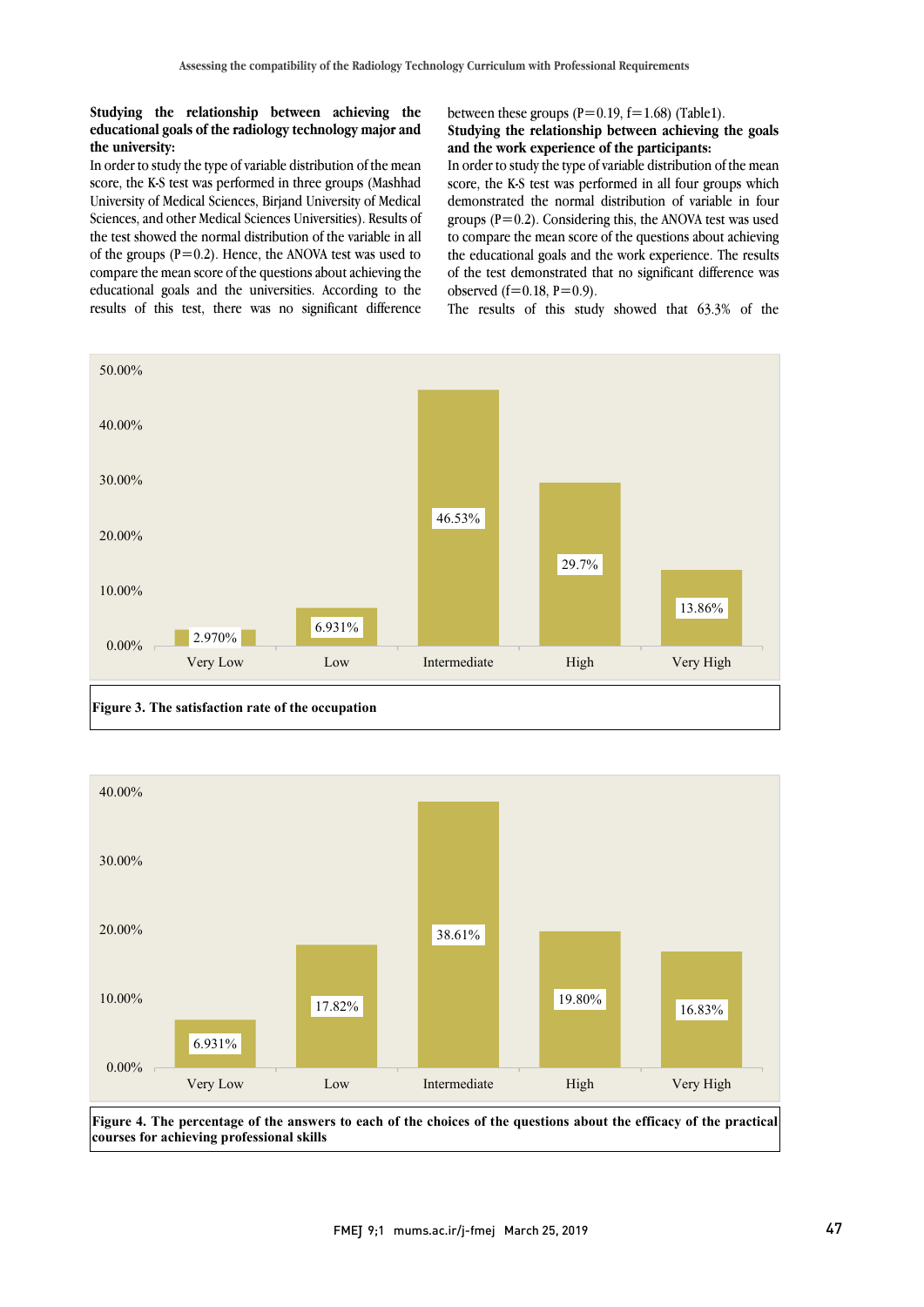**Studying the relationship between achieving the educational goals of the radiology technology major and the university:**

In order to study the type of variable distribution of the mean score, the K-S test was performed in three groups (Mashhad University of Medical Sciences, Birjand University of Medical Sciences, and other Medical Sciences Universities). Results of the test showed the normal distribution of the variable in all of the groups (P=0.2). Hence, the ANOVA test was used to compare the mean score of the questions about achieving the educational goals and the universities. According to the results of this test, there was no significant difference between these groups (P=0.19, f=1.68) (Table1).

**Studying the relationship between achieving the goals and the work experience of the participants:**

In order to study the type of variable distribution of the mean score, the K-S test was performed in all four groups which demonstrated the normal distribution of variable in four groups (P=0.2). Considering this, the ANOVA test was used to compare the mean score of the questions about achieving the educational goals and the work experience. The results of the test demonstrated that no significant difference was observed (f=0.18, P=0.9).

The results of this study showed that 63.3% of the

| | Very Low | Low | Intermediate | High | Very High |
|---|---|---|---|---|---|
| Percentage | 2.970% | 6.931% | 46.53% | 29.7% | 13.86% |

**Figure 3. The satisfaction rate of the occupation**

| | Very Low | Low | Intermediate | High | Very High |
|---|---|---|---|---|---|
| Percentage | 6.931% | 17.82% | 38.61% | 19.80% | 16.83% |

**Figure 4. The percentage of the answers to each of the choices of the questions about the efficacy of the practical courses for achieving professional skills**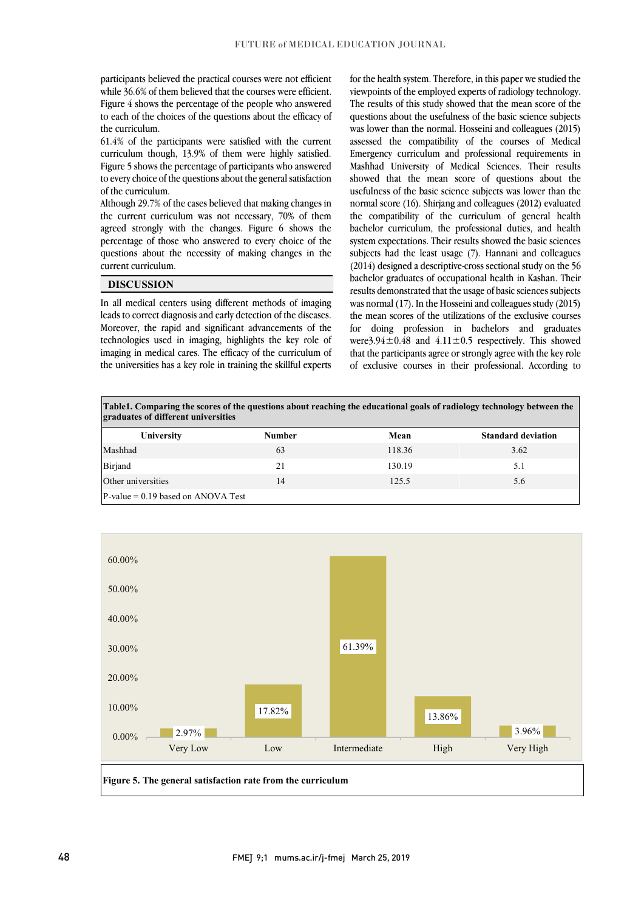participants believed the practical courses were not efficient while 36.6% of them believed that the courses were efficient. Figure 4 shows the percentage of the people who answered to each of the choices of the questions about the efficacy of the curriculum.

61.4% of the participants were satisfied with the current curriculum though, 13.9% of them were highly satisfied. Figure 5 shows the percentage of participants who answered to every choice of the questions about the general satisfaction of the curriculum.

Although 29.7% of the cases believed that making changes in the current curriculum was not necessary, 70% of them agreed strongly with the changes. Figure 6 shows the percentage of those who answered to every choice of the questions about the necessity of making changes in the current curriculum.

## DISCUSSION

In all medical centers using different methods of imaging leads to correct diagnosis and early detection of the diseases. Moreover, the rapid and significant advancements of the technologies used in imaging, highlights the key role of imaging in medical cares. The efficacy of the curriculum of the universities has a key role in training the skillful experts for the health system. Therefore, in this paper we studied the viewpoints of the employed experts of radiology technology. The results of this study showed that the mean score of the questions about the usefulness of the basic science subjects was lower than the normal. Hosseini and colleagues (2015) assessed the compatibility of the courses of Medical Emergency curriculum and professional requirements in Mashhad University of Medical Sciences. Their results showed that the mean score of questions about the usefulness of the basic science subjects was lower than the normal score (16). Shirjang and colleagues (2012) evaluated the compatibility of the curriculum of general health bachelor curriculum, the professional duties, and health system expectations. Their results showed the basic sciences subjects had the least usage (7). Hannani and colleagues (2014) designed a descriptive-cross sectional study on the 56 bachelor graduates of occupational health in Kashan. Their results demonstrated that the usage of basic sciences subjects was normal (17). In the Hosseini and colleagues study (2015) the mean scores of the utilizations of the exclusive courses for doing profession in bachelors and graduates were $3.94\pm0.48$ and $4.11\pm0.5$ respectively. This showed that the participants agree or strongly agree with the key role of exclusive courses in their professional. According to

**Table1. Comparing the scores of the questions about reaching the educational goals of radiology technology between the graduates of different universities**

| University | Number | Mean | Standard deviation |
|---|---|---|---|
| Mashhad | 63 | 118.36 | 3.62 |
| Birjand | 21 | 130.19 | 5.1 |
| Other universities | 14 | 125.5 | 5.6 |
| P-value = 0.19 based on ANOVA Test | | | |

| Very Low | Low | Intermediate | High | Very High |
|---|---|---|---|---|
| 2.97% | 17.82% | 61.39% | 13.86% | 3.96% |

**Figure 5. The general satisfaction rate from the curriculum**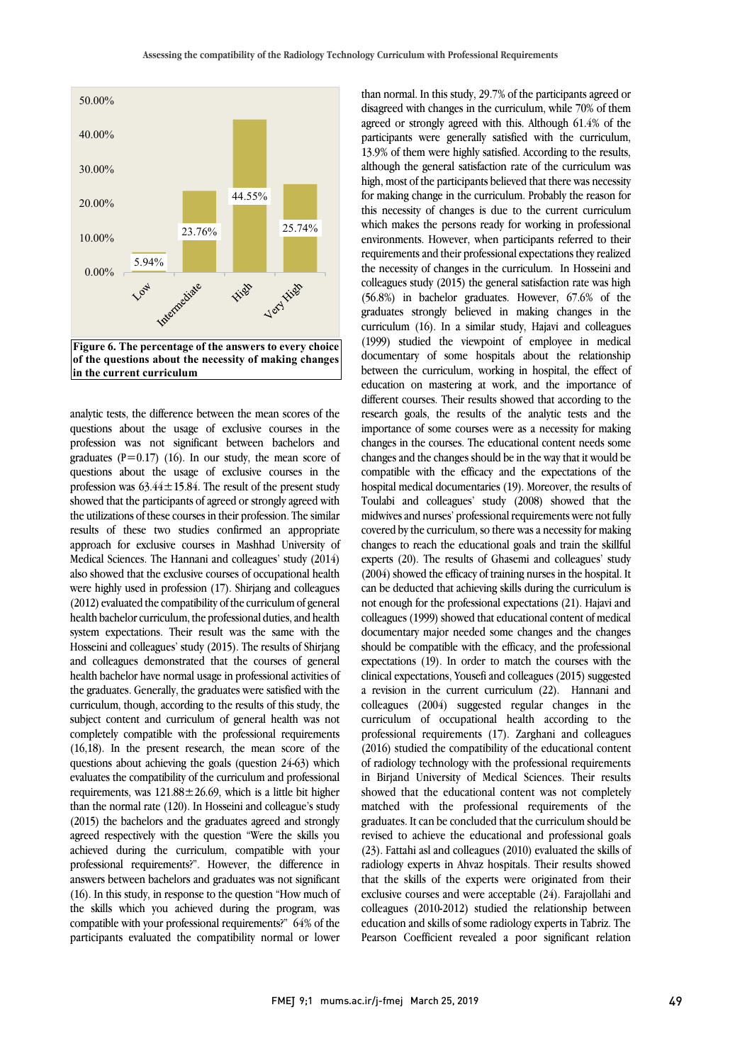**Figure 6. The percentage of the answers to every choice of the questions about the necessity of making changes in the current curriculum**

| Choice | Percentage |
|---|---|
| Low | 5.94% |
| Intermediate | 23.76% |
| High | 44.55% |
| Very High | 25.74% |

analytic tests, the difference between the mean scores of the questions about the usage of exclusive courses in the profession was not significant between bachelors and graduates (P=0.17) (16). In our study, the mean score of questions about the usage of exclusive courses in the profession was 63.44±15.84. The result of the present study showed that the participants of agreed or strongly agreed with the utilizations of these courses in their profession. The similar results of these two studies confirmed an appropriate approach for exclusive courses in Mashhad University of Medical Sciences. The Hannani and colleagues' study (2014) also showed that the exclusive courses of occupational health were highly used in profession (17). Shirjang and colleagues (2012) evaluated the compatibility of the curriculum of general health bachelor curriculum, the professional duties, and health system expectations. Their result was the same with the Hosseini and colleagues' study (2015). The results of Shirjang and colleagues demonstrated that the courses of general health bachelor have normal usage in professional activities of the graduates. Generally, the graduates were satisfied with the curriculum, though, according to the results of this study, the subject content and curriculum of general health was not completely compatible with the professional requirements (16,18). In the present research, the mean score of the questions about achieving the goals (question 24-63) which evaluates the compatibility of the curriculum and professional requirements, was 121.88±26.69, which is a little bit higher than the normal rate (120). In Hosseini and colleague's study (2015) the bachelors and the graduates agreed and strongly agreed respectively with the question "Were the skills you achieved during the curriculum, compatible with your professional requirements?". However, the difference in answers between bachelors and graduates was not significant (16). In this study, in response to the question "How much of the skills which you achieved during the program, was compatible with your professional requirements?" 64% of the participants evaluated the compatibility normal or lower than normal. In this study, 29.7% of the participants agreed or disagreed with changes in the curriculum, while 70% of them agreed or strongly agreed with this. Although 61.4% of the participants were generally satisfied with the curriculum, 13.9% of them were highly satisfied. According to the results, although the general satisfaction rate of the curriculum was high, most of the participants believed that there was necessity for making change in the curriculum. Probably the reason for this necessity of changes is due to the current curriculum which makes the persons ready for working in professional environments. However, when participants referred to their requirements and their professional expectations they realized the necessity of changes in the curriculum. In Hosseini and colleagues study (2015) the general satisfaction rate was high (56.8%) in bachelor graduates. However, 67.6% of the graduates strongly believed in making changes in the curriculum (16). In a similar study, Hajavi and colleagues (1999) studied the viewpoint of employee in medical documentary of some hospitals about the relationship between the curriculum, working in hospital, the effect of education on mastering at work, and the importance of different courses. Their results showed that according to the research goals, the results of the analytic tests and the importance of some courses were as a necessity for making changes in the courses. The educational content needs some changes and the changes should be in the way that it would be compatible with the efficacy and the expectations of the hospital medical documentaries (19). Moreover, the results of Toulabi and colleagues' study (2008) showed that the midwives and nurses' professional requirements were not fully covered by the curriculum, so there was a necessity for making changes to reach the educational goals and train the skillful experts (20). The results of Ghasemi and colleagues' study (2004) showed the efficacy of training nurses in the hospital. It can be deducted that achieving skills during the curriculum is not enough for the professional expectations (21). Hajavi and colleagues (1999) showed that educational content of medical documentary major needed some changes and the changes should be compatible with the efficacy, and the professional expectations (19). In order to match the courses with the clinical expectations, Yousefi and colleagues (2015) suggested a revision in the current curriculum (22). Hannani and colleagues (2004) suggested regular changes in the curriculum of occupational health according to the professional requirements (17). Zarghani and colleagues (2016) studied the compatibility of the educational content of radiology technology with the professional requirements in Birjand University of Medical Sciences. Their results showed that the educational content was not completely matched with the professional requirements of the graduates. It can be concluded that the curriculum should be revised to achieve the educational and professional goals (23). Fattahi asl and colleagues (2010) evaluated the skills of radiology experts in Ahvaz hospitals. Their results showed that the skills of the experts were originated from their exclusive courses and were acceptable (24). Farajollahi and colleagues (2010-2012) studied the relationship between education and skills of some radiology experts in Tabriz. The Pearson Coefficient revealed a poor significant relation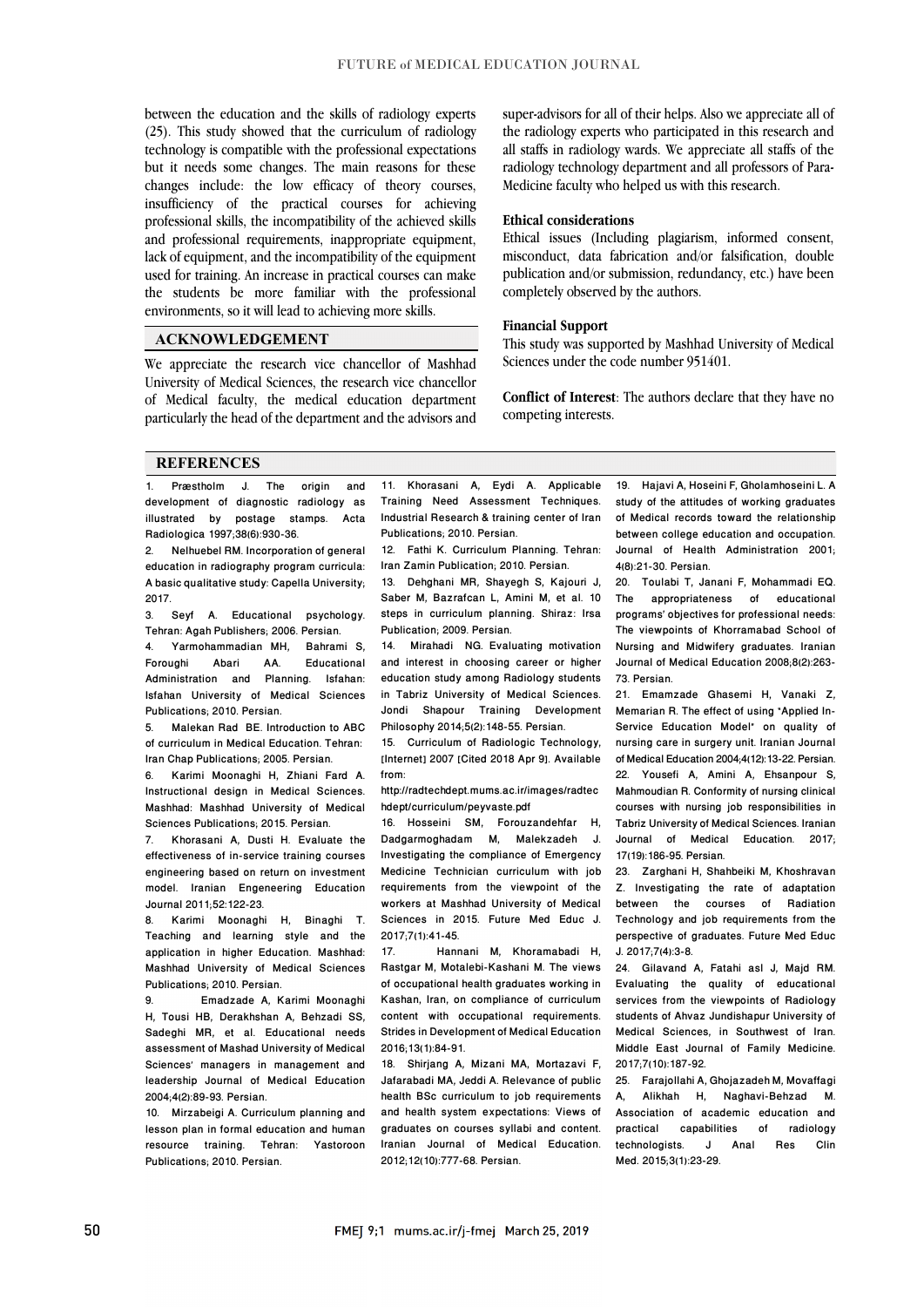between the education and the skills of radiology experts (25). This study showed that the curriculum of radiology technology is compatible with the professional expectations but it needs some changes. The main reasons for these changes include: the low efficacy of theory courses, insufficiency of the practical courses for achieving professional skills, the incompatibility of the achieved skills and professional requirements, inappropriate equipment, lack of equipment, and the incompatibility of the equipment used for training. An increase in practical courses can make the students be more familiar with the professional environments, so it will lead to achieving more skills.

## ACKNOWLEDGEMENT

We appreciate the research vice chancellor of Mashhad University of Medical Sciences, the research vice chancellor of Medical faculty, the medical education department particularly the head of the department and the advisors and super-advisors for all of their helps. Also we appreciate all of the radiology experts who participated in this research and all staffs in radiology wards. We appreciate all staffs of the radiology technology department and all professors of Para-Medicine faculty who helped us with this research.

### Ethical considerations

Ethical issues (Including plagiarism, informed consent, misconduct, data fabrication and/or falsification, double publication and/or submission, redundancy, etc.) have been completely observed by the authors.

### Financial Support

This study was supported by Mashhad University of Medical Sciences under the code number 951401.

**Conflict of Interest**: The authors declare that they have no competing interests.

## REFERENCES

1. Præstholm J. The origin and development of diagnostic radiology as illustrated by postage stamps. Acta Radiologica 1997;38(6):930-36.
2. Nelhuebel RM. Incorporation of general education in radiography program curricula: A basic qualitative study: Capella University; 2017.
3. Seyf A. Educational psychology. Tehran: Agah Publishers; 2006. Persian.
4. Yarmohammadian MH, Bahrami S, Foroughi Abari AA. Educational Administration and Planning. Isfahan: Isfahan University of Medical Sciences Publications; 2010. Persian.
5. Malekan Rad BE. Introduction to ABC of curriculum in Medical Education. Tehran: Iran Chap Publications; 2005. Persian.
6. Karimi Moonaghi H, Zhiani Fard A. Instructional design in Medical Sciences. Mashhad: Mashhad University of Medical Sciences Publications; 2015. Persian.
7. Khorasani A, Dusti H. Evaluate the effectiveness of in-service training courses engineering based on return on investment model. Iranian Engeneering Education Journal 2011;52:122-23.
8. Karimi Moonaghi H, Binaghi T. Teaching and learning style and the application in higher Education. Mashhad: Mashhad University of Medical Sciences Publications; 2010. Persian.
9. Emadzade A, Karimi Moonaghi H, Tousi HB, Derakhshan A, Behzadi SS, Sadeghi MR, et al. Educational needs assessment of Mashad University of Medical Sciences' managers in management and leadership Journal of Medical Education 2004;4(2):89-93. Persian.
10. Mirzabeigi A. Curriculum planning and lesson plan in formal education and human resource training. Tehran: Yastoroon Publications; 2010. Persian.
11. Khorasani A, Eydi A. Applicable Training Need Assessment Techniques. Industrial Research & training center of Iran Publications; 2010. Persian.
12. Fathi K. Curriculum Planning. Tehran: Iran Zamin Publication; 2010. Persian.
13. Dehghani MR, Shayegh S, Kajouri J, Saber M, Bazrafcan L, Amini M, et al. 10 steps in curriculum planning. Shiraz: Irsa Publication; 2009. Persian.
14. Mirahadi NG. Evaluating motivation and interest in choosing career or higher education study among Radiology students in Tabriz University of Medical Sciences. Jondi Shapour Training Development Philosophy 2014;5(2):148-55. Persian.
15. Curriculum of Radiologic Technology, [Internet] 2007 [Cited 2018 Apr 9]. Available from: http://radtechdept.mums.ac.ir/images/radtechdept/curriculum/peyvaste.pdf
16. Hosseini SM, Forouzandehfar H, Dadgarmoghadam M, Malekzadeh J. Investigating the compliance of Emergency Medicine Technician curriculum with job requirements from the viewpoint of the workers at Mashhad University of Medical Sciences in 2015. Future Med Educ J. 2017;7(1):41-45.
17. Hannani M, Khoramabadi H, Rastgar M, Motalebi-Kashani M. The views of occupational health graduates working in Kashan, Iran, on compliance of curriculum content with occupational requirements. Strides in Development of Medical Education 2016;13(1):84-91.
18. Shirjang A, Mizani MA, Mortazavi F, Jafarabadi MA, Jeddi A. Relevance of public health BSc curriculum to job requirements and health system expectations: Views of graduates on courses syllabi and content. Iranian Journal of Medical Education. 2012;12(10):777-68. Persian.
19. Hajavi A, Hoseini F, Gholamhoseini L. A study of the attitudes of working graduates of Medical records toward the relationship between college education and occupation. Journal of Health Administration 2001; 4(8):21-30. Persian.
20. Toulabi T, Janani F, Mohammadi EQ. The appropriateness of educational programs' objectives for professional needs: The viewpoints of Khorramabad School of Nursing and Midwifery graduates. Iranian Journal of Medical Education 2008;8(2):263-73. Persian.
21. Emamzade Ghasemi H, Vanaki Z, Memarian R. The effect of using "Applied In-Service Education Model" on quality of nursing care in surgery unit. Iranian Journal of Medical Education 2004;4(12):13-22. Persian.
22. Yousefi A, Amini A, Ehsanpour S, Mahmoudian R. Conformity of nursing clinical courses with nursing job responsibilities in Tabriz University of Medical Sciences. Iranian Journal of Medical Education. 2017; 17(19):186-95. Persian.
23. Zarghani H, Shahbeiki M, Khoshravan Z. Investigating the rate of adaptation between the courses of Radiation Technology and job requirements from the perspective of graduates. Future Med Educ J. 2017;7(4):3-8.
24. Gilavand A, Fatahi asl J, Majd RM. Evaluating the quality of educational services from the viewpoints of Radiology students of Ahvaz Jundishapur University of Medical Sciences, in Southwest of Iran. Middle East Journal of Family Medicine. 2017;7(10):187-92.
25. Farajollahi A, Ghojazadeh M, Movaffagi A, Alikhah H, Naghavi-Behzad M. Association of academic education and practical capabilities of radiology technologists. J Anal Res Clin Med. 2015;3(1):23-29.